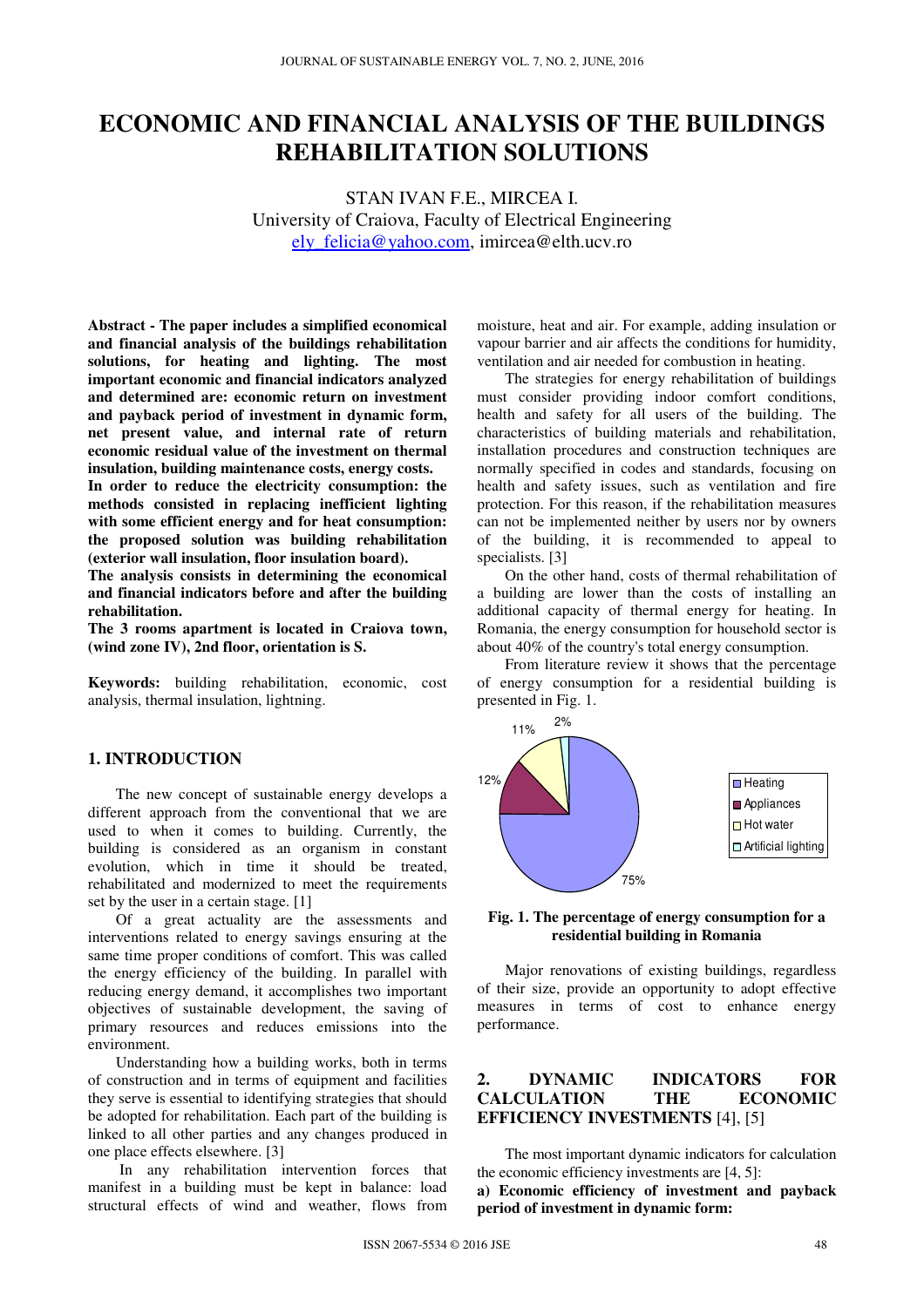# ECONOMIC AND FINANCIAL ANALYSIS OF THE BUILDINGS REHABILITATION SOLUTIONS

STAN IVAN F.E., MIRCEA I.
University of Craiova, Faculty of Electrical Engineering
ely_felicia@yahoo.com, imircea@elth.ucv.ro

**Abstract - The paper includes a simplified economical and financial analysis of the buildings rehabilitation solutions, for heating and lighting. The most important economic and financial indicators analyzed and determined are: economic return on investment and payback period of investment in dynamic form, net present value, and internal rate of return economic residual value of the investment on thermal insulation, building maintenance costs, energy costs.**
**In order to reduce the electricity consumption: the methods consisted in replacing inefficient lighting with some efficient energy and for heat consumption: the proposed solution was building rehabilitation (exterior wall insulation, floor insulation board).**
**The analysis consists in determining the economical and financial indicators before and after the building rehabilitation.**
**The 3 rooms apartment is located in Craiova town, (wind zone IV), 2nd floor, orientation is S.**

**Keywords:** building rehabilitation, economic, cost analysis, thermal insulation, lightning.

## 1. INTRODUCTION

The new concept of sustainable energy develops a different approach from the conventional that we are used to when it comes to building. Currently, the building is considered as an organism in constant evolution, which in time it should be treated, rehabilitated and modernized to meet the requirements set by the user in a certain stage. [1]

Of a great actuality are the assessments and interventions related to energy savings ensuring at the same time proper conditions of comfort. This was called the energy efficiency of the building. In parallel with reducing energy demand, it accomplishes two important objectives of sustainable development, the saving of primary resources and reduces emissions into the environment.

Understanding how a building works, both in terms of construction and in terms of equipment and facilities they serve is essential to identifying strategies that should be adopted for rehabilitation. Each part of the building is linked to all other parties and any changes produced in one place effects elsewhere. [3]

In any rehabilitation intervention forces that manifest in a building must be kept in balance: load structural effects of wind and weather, flows from moisture, heat and air. For example, adding insulation or vapour barrier and air affects the conditions for humidity, ventilation and air needed for combustion in heating.

The strategies for energy rehabilitation of buildings must consider providing indoor comfort conditions, health and safety for all users of the building. The characteristics of building materials and rehabilitation, installation procedures and construction techniques are normally specified in codes and standards, focusing on health and safety issues, such as ventilation and fire protection. For this reason, if the rehabilitation measures can not be implemented neither by users nor by owners of the building, it is recommended to appeal to specialists. [3]

On the other hand, costs of thermal rehabilitation of a building are lower than the costs of installing an additional capacity of thermal energy for heating. In Romania, the energy consumption for household sector is about 40% of the country's total energy consumption.

From literature review it shows that the percentage of energy consumption for a residential building is presented in Fig. 1.

| Category | Percentage |
| --- | --- |
| Heating | 75% |
| Appliances | 12% |
| Hot water | 11% |
| Artificial lighting | 2% |

**Fig. 1. The percentage of energy consumption for a residential building in Romania**

Major renovations of existing buildings, regardless of their size, provide an opportunity to adopt effective measures in terms of cost to enhance energy performance.

## 2. DYNAMIC INDICATORS FOR CALCULATION THE ECONOMIC EFFICIENCY INVESTMENTS [4], [5]

The most important dynamic indicators for calculation the economic efficiency investments are [4, 5]:

**a) Economic efficiency of investment and payback period of investment in dynamic form:**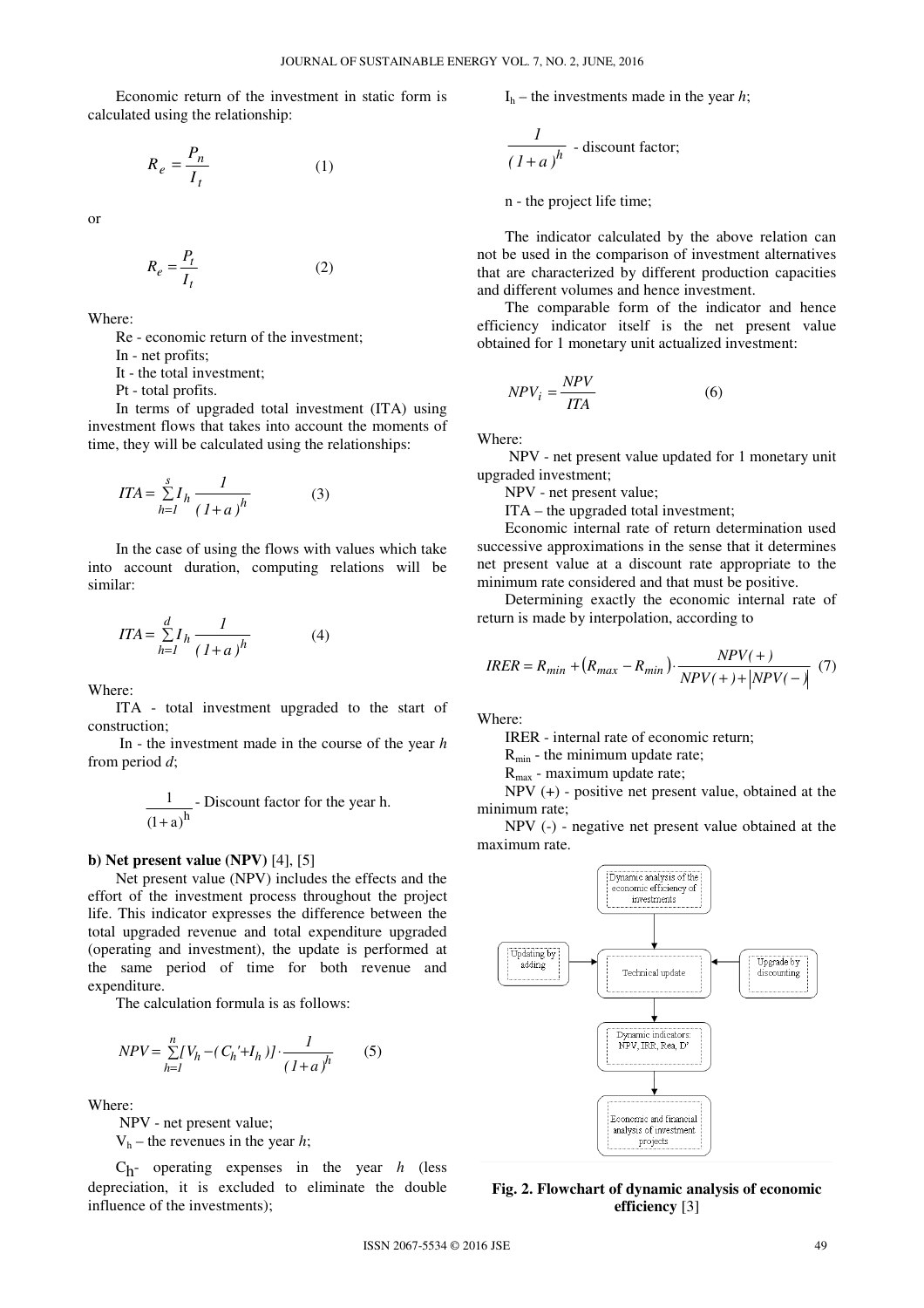Economic return of the investment in static form is calculated using the relationship:

$$R_e = \frac{P_n}{I_t} \qquad (1)$$

or

$$R_e = \frac{P_t}{I_t} \qquad (2)$$

Where:

Re - economic return of the investment;

In - net profits;

It - the total investment;

Pt - total profits.

In terms of upgraded total investment (ITA) using investment flows that takes into account the moments of time, they will be calculated using the relationships:

$$ITA = \sum_{h=1}^{s} I_h \frac{1}{(1+a)^h} \qquad (3)$$

In the case of using the flows with values which take into account duration, computing relations will be similar:

$$ITA = \sum_{h=1}^{d} I_h \frac{1}{(1+a)^h} \qquad (4)$$

Where:

ITA - total investment upgraded to the start of construction;

In - the investment made in the course of the year *h* from period *d*;

$\frac{1}{(1+a)^h}$ - Discount factor for the year h.

**b) Net present value (NPV)** [4], [5]

Net present value (NPV) includes the effects and the effort of the investment process throughout the project life. This indicator expresses the difference between the total upgraded revenue and total expenditure upgraded (operating and investment), the update is performed at the same period of time for both revenue and expenditure.

The calculation formula is as follows:

$$NPV = \sum_{h=1}^{n} [V_h - (C_h' + I_h)] \cdot \frac{1}{(1+a)^h} \qquad (5)$$

Where:

NPV - net present value;

$V_h$ – the revenues in the year *h*;

$C_h$- operating expenses in the year *h* (less depreciation, it is excluded to eliminate the double influence of the investments);

$I_h$ – the investments made in the year *h*;

$\frac{1}{(1+a)^h}$ - discount factor;

n - the project life time;

The indicator calculated by the above relation can not be used in the comparison of investment alternatives that are characterized by different production capacities and different volumes and hence investment.

The comparable form of the indicator and hence efficiency indicator itself is the net present value obtained for 1 monetary unit actualized investment:

$$NPV_i = \frac{NPV}{ITA} \qquad (6)$$

Where:

NPV - net present value updated for 1 monetary unit upgraded investment;

NPV - net present value;

ITA – the upgraded total investment;

Economic internal rate of return determination used successive approximations in the sense that it determines net present value at a discount rate appropriate to the minimum rate considered and that must be positive.

Determining exactly the economic internal rate of return is made by interpolation, according to

$$IRER = R_{min} + (R_{max} - R_{min}) \cdot \frac{NPV(+)}{NPV(+) + |NPV(-)|} \qquad (7)$$

Where:

IRER - internal rate of economic return;

$R_{min}$ - the minimum update rate;

$R_{max}$ - maximum update rate;

NPV (+) - positive net present value, obtained at the minimum rate;

NPV (-) - negative net present value obtained at the maximum rate.

Dynamic analysis of the economic efficiency of investments → Technical update (← Updating by adding; ← Upgrade by discounting) → Dynamic indicators: NPV, IRR, Rea, D' → Economic and financial analysis of investment projects

**Fig. 2. Flowchart of dynamic analysis of economic efficiency** [3]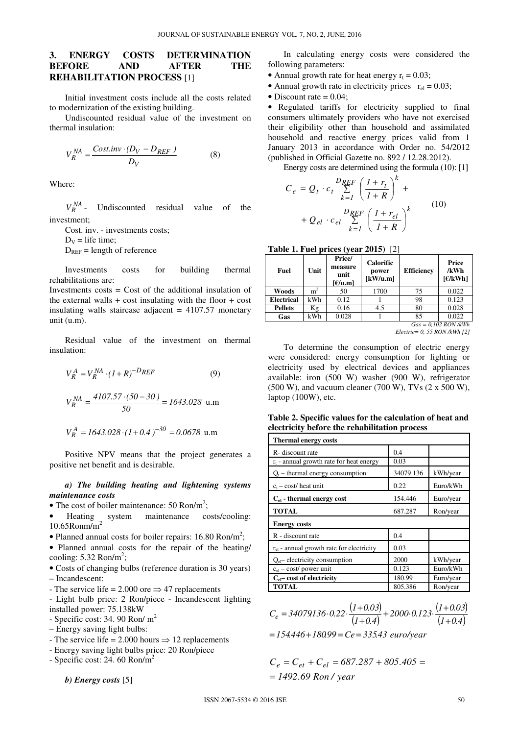## 3. ENERGY COSTS DETERMINATION BEFORE AND AFTER THE REHABILITATION PROCESS [1]

Initial investment costs include all the costs related to modernization of the existing building.

Undiscounted residual value of the investment on thermal insulation:

$$V_R^{NA} = \frac{Cost.inv \cdot (D_V - D_{REF})}{D_V} \quad (8)$$

Where:

$V_R^{NA}$ - Undiscounted residual value of the investment;

Cost. inv. - investments costs;

$D_V$ = life time;

$D_{REF}$ = length of reference

Investments costs for building thermal rehabilitations are:

Investments costs = Cost of the additional insulation of the external walls + cost insulating with the floor + cost insulating walls staircase adjacent = 4107.57 monetary unit (u.m).

Residual value of the investment on thermal insulation:

$$V_R^A = V_R^{NA} \cdot (1+R)^{-D_{REF}} \quad (9)$$

$$V_R^{NA} = \frac{4107.57 \cdot (50-30)}{50} = 1643.028 \text{ u.m}$$

$$V_R^A = 1643.028 \cdot (1+0.4)^{-30} = 0.0678 \text{ u.m}$$

Positive NPV means that the project generates a positive net benefit and is desirable.

***a) The building heating and lightening systems maintenance costs***

- The cost of boiler maintenance: 50 Ron/m$^2$;
- Heating system maintenance costs/cooling: 10.65Ronm/m$^2$
- Planned annual costs for boiler repairs: 16.80 Ron/m$^2$;
- Planned annual costs for the repair of the heating/ cooling: 5.32 Ron/m$^2$;
- Costs of changing bulbs (reference duration is 30 years) – Incandescent:

- The service life = 2.000 ore ⇒ 47 replacements

- Light bulb price: 2 Ron/piece - Incandescent lighting installed power: 75.138kW

- Specific cost: 34. 90 Ron/ m$^2$

– Energy saving light bulbs:

- The service life = 2.000 hours ⇒ 12 replacements

- Energy saving light bulbs price: 20 Ron/piece

- Specific cost: 24. 60 Ron/m$^2$

***b) Energy costs*** [5]

In calculating energy costs were considered the following parameters:

- Annual growth rate for heat energy $r_t = 0.03$;
- Annual growth rate in electricity prices $r_{el} = 0.03$;
- Discount rate = 0.04;
- Regulated tariffs for electricity supplied to final consumers ultimately providers who have not exercised their eligibility other than household and assimilated household and reactive energy prices valid from 1 January 2013 in accordance with Order no. 54/2012 (published in Official Gazette no. 892 / 12.28.2012).

Energy costs are determined using the formula (10): [1]

$$C_e = Q_t \cdot c_t \sum_{k=1}^{D_{REF}} \left(\frac{1+r_t}{1+R}\right)^k + Q_{el} \cdot c_{el} \sum_{k=1}^{D_{REF}} \left(\frac{1+r_{el}}{1+R}\right)^k \quad (10)$$

**Table 1. Fuel prices (year 2015)** [2]

| Fuel | Unit | Price/ measure unit [€/u.m] | Calorific power [kW/u.m] | Efficiency | Price /kWh [€/kWh] |
|---|---|---|---|---|---|
| **Woods** | m$^3$ | 50 | 1700 | 75 | 0.022 |
| **Electrical** | kWh | 0.12 | 1 | 98 | 0.123 |
| **Pellets** | Kg | 0.16 | 4.5 | 80 | 0.028 |
| **Gas** | kWh | 0.028 | 1 | 85 | 0.022 |

*Gas = 0,102 RON /kWh*
*Electric= 0, 55 RON /kWh [2]*

To determine the consumption of electric energy were considered: energy consumption for lighting or electricity used by electrical devices and appliances available: iron (500 W) washer (900 W), refrigerator (500 W), and vacuum cleaner (700 W), TVs (2 x 500 W), laptop (100W), etc.

**Table 2. Specific values for the calculation of heat and electricity before the rehabilitation process**

| **Thermal energy costs** | | |
|---|---|---|
| R- discount rate | 0.4 | |
| $r_t$ - annual growth rate for heat energy | 0.03 | |
| $Q_t$ – thermal energy consumption | 34079.136 | kWh/year |
| $c_t$ – cost/ heat unit | 0.22 | Euro/kWh |
| **$C_{et}$ - thermal energy cost** | 154.446 | Euro/year |
| **TOTAL** | 687.287 | Ron/year |
| **Energy costs** | | |
| R - discount rate | 0.4 | |
| $r_{el}$ - annual growth rate for electricity | 0.03 | |
| $Q_{el}$– electricity consumption | 2000 | kWh/year |
| $c_{el}$ – cost/ power unit | 0.123 | Euro/kWh |
| **$C_{el}$– cost of electricity** | 180.99 | Euro/year |
| **TOTAL** | 805.386 | Ron/year |

$$C_e = 34079136 \cdot 0.22 \cdot \frac{(1+0.03)}{(1+0.4)} + 2000 \cdot 0.123 \cdot \frac{(1+0.03)}{(1+0.4)}$$
$$= 154.446 + 180.99 = Ce = 335.43 \text{ euro/year}$$

$$C_e = C_{et} + C_{el} = 687.287 + 805.405 =$$
$$= 1492.69 \text{ Ron / year}$$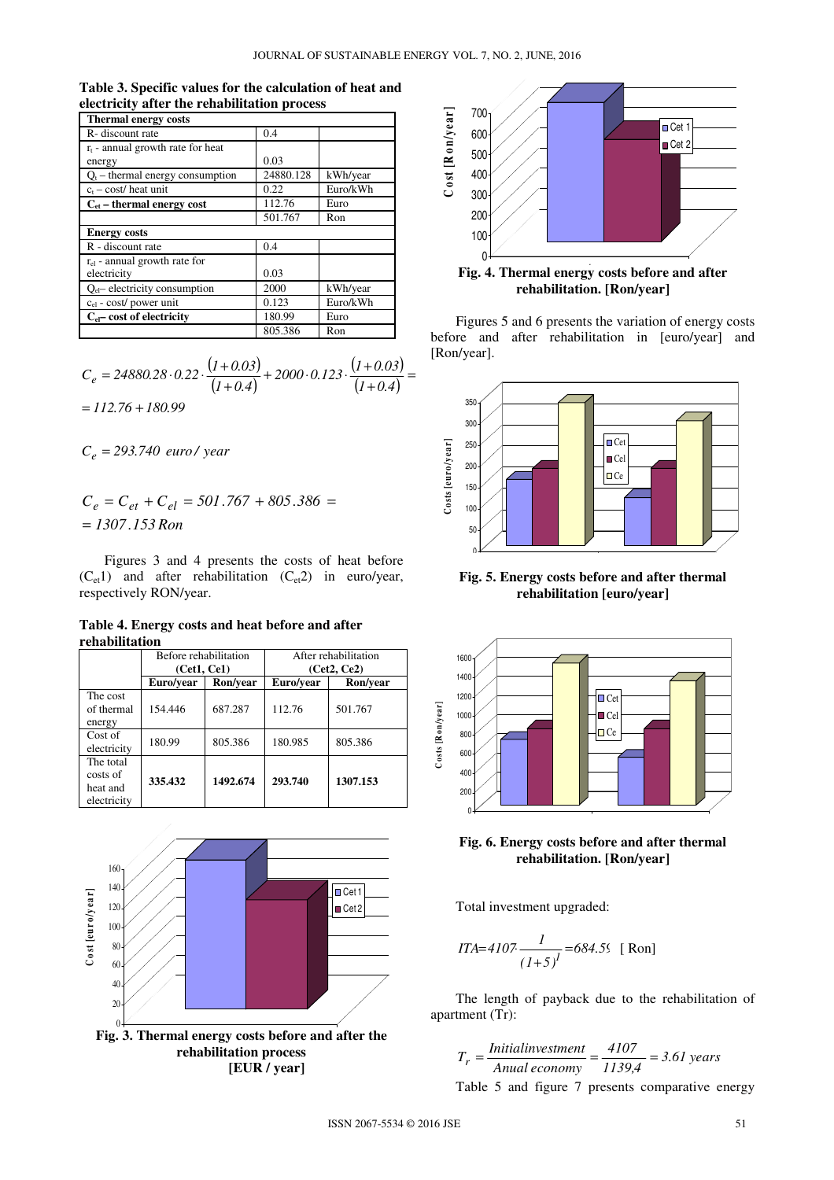**Table 3. Specific values for the calculation of heat and electricity after the rehabilitation process**

| Thermal energy costs | | |
|---|---|---|
| R- discount rate | 0.4 | |
| $r_t$ - annual growth rate for heat energy | 0.03 | |
| $Q_t$ – thermal energy consumption | 24880.128 | kWh/year |
| $c_t$ – cost/ heat unit | 0.22 | Euro/kWh |
| **$C_{et}$ – thermal energy cost** | 112.76 | Euro |
| | 501.767 | Ron |
| **Energy costs** | | |
| R - discount rate | 0.4 | |
| $r_{el}$ - annual growth rate for electricity | 0.03 | |
| $Q_{el}$– electricity consumption | 2000 | kWh/year |
| $c_{el}$ - cost/ power unit | 0.123 | Euro/kWh |
| **$C_{el}$– cost of electricity** | 180.99 | Euro |
| | 805.386 | Ron |

$$C_e = 24880.28 \cdot 0.22 \cdot \frac{(1+0.03)}{(1+0.4)} + 2000 \cdot 0.123 \cdot \frac{(1+0.03)}{(1+0.4)} =$$
$$= 112.76 + 180.99$$

$$C_e = 293.740 \ \ euro/\ year$$

$$C_e = C_{et} + C_{el} = 501.767 + 805.386 =$$
$$= 1307.153\,Ron$$

Figures 3 and 4 presents the costs of heat before ($C_{et}1$) and after rehabilitation ($C_{et}2$) in euro/year, respectively RON/year.

**Table 4. Energy costs and heat before and after rehabilitation**

| | Before rehabilitation (Cet1, Ce1) | | After rehabilitation (Cet2, Ce2) | |
|---|---|---|---|---|
| | **Euro/year** | **Ron/year** | **Euro/year** | **Ron/year** |
| The cost of thermal energy | 154.446 | 687.287 | 112.76 | 501.767 |
| Cost of electricity | 180.99 | 805.386 | 180.985 | 805.386 |
| The total costs of heat and electricity | **335.432** | **1492.674** | **293.740** | **1307.153** |

**Fig. 3. Thermal energy costs before and after the rehabilitation process [EUR / year]**

**Fig. 4. Thermal energy costs before and after rehabilitation. [Ron/year]**

Figures 5 and 6 presents the variation of energy costs before and after rehabilitation in [euro/year] and [Ron/year].

**Fig. 5. Energy costs before and after thermal rehabilitation [euro/year]**

**Fig. 6. Energy costs before and after thermal rehabilitation. [Ron/year]**

Total investment upgraded:

$$ITA = 4107 \cdot \frac{1}{(1+5)^1} = 684.5 \quad [\text{ Ron}]$$

The length of payback due to the rehabilitation of apartment (Tr):

$$T_r = \frac{Initial investment}{Anual\ economy} = \frac{4107}{1139{,}4} = 3.61\ years$$

Table 5 and figure 7 presents comparative energy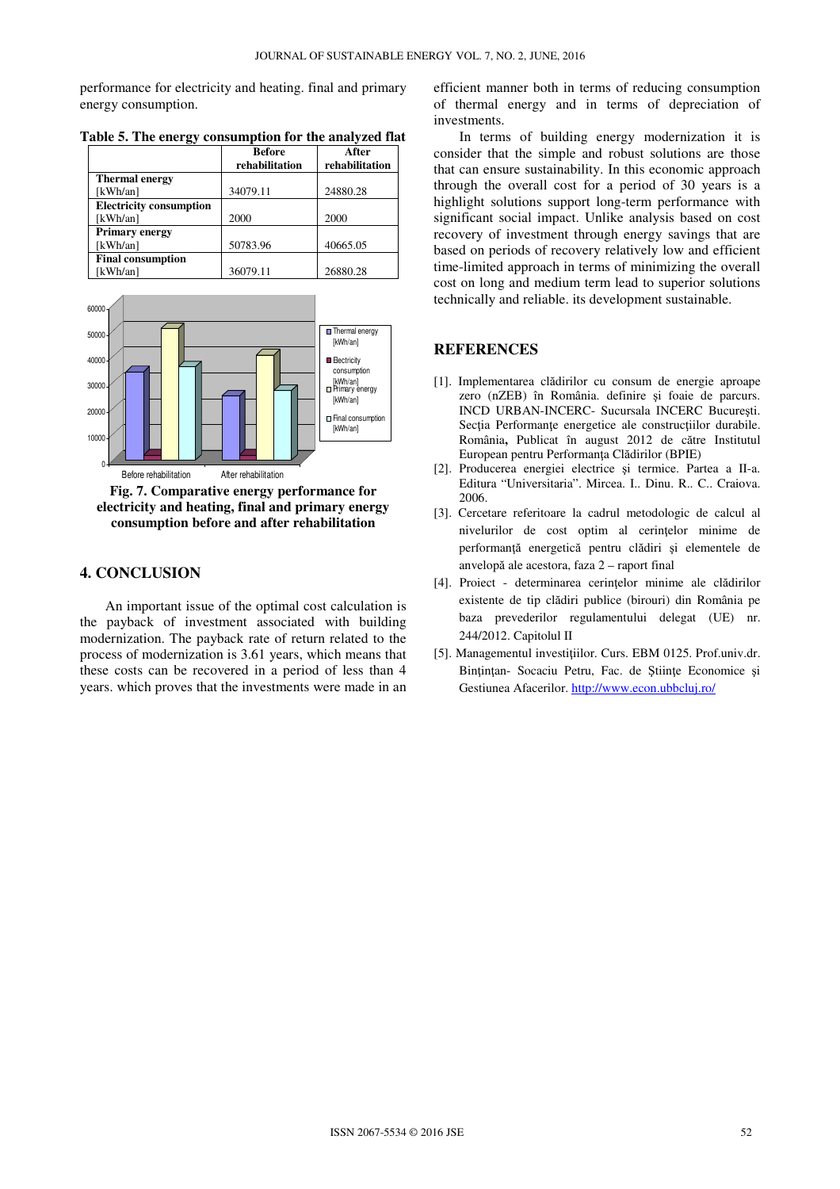performance for electricity and heating. final and primary energy consumption.

**Table 5. The energy consumption for the analyzed flat**

| | Before rehabilitation | After rehabilitation |
|---|---|---|
| **Thermal energy** [kWh/an] | 34079.11 | 24880.28 |
| **Electricity consumption** [kWh/an] | 2000 | 2000 |
| **Primary energy** [kWh/an] | 50783.96 | 40665.05 |
| **Final consumption** [kWh/an] | 36079.11 | 26880.28 |

60000
50000
40000
30000
20000
10000
0

Before rehabilitation
After rehabilitation

Thermal energy [kWh/an]
Electricity consumption [kWh/an]
Primary energy [kWh/an]
Final consumption [kWh/an]

**Fig. 7. Comparative energy performance for electricity and heating, final and primary energy consumption before and after rehabilitation**

## 4. CONCLUSION

An important issue of the optimal cost calculation is the payback of investment associated with building modernization. The payback rate of return related to the process of modernization is 3.61 years, which means that these costs can be recovered in a period of less than 4 years. which proves that the investments were made in an efficient manner both in terms of reducing consumption of thermal energy and in terms of depreciation of investments.

In terms of building energy modernization it is consider that the simple and robust solutions are those that can ensure sustainability. In this economic approach through the overall cost for a period of 30 years is a highlight solutions support long-term performance with significant social impact. Unlike analysis based on cost recovery of investment through energy savings that are based on periods of recovery relatively low and efficient time-limited approach in terms of minimizing the overall cost on long and medium term lead to superior solutions technically and reliable. its development sustainable.

## REFERENCES

[1]. Implementarea clădirilor cu consum de energie aproape zero (nZEB) în România. definire şi foaie de parcurs. INCD URBAN-INCERC- Sucursala INCERC Bucureşti. Secţia Performanţe energetice ale construcţiilor durabile. România, Publicat în august 2012 de către Institutul European pentru Performanţa Clădirilor (BPIE)

[2]. Producerea energiei electrice şi termice. Partea a II-a. Editura "Universitaria". Mircea. I.. Dinu. R.. C.. Craiova. 2006.

[3]. Cercetare referitoare la cadrul metodologic de calcul al nivelurilor de cost optim al cerinţelor minime de performanţă energetică pentru clădiri şi elementele de anvelopă ale acestora, faza 2 – raport final

[4]. Proiect - determinarea cerinţelor minime ale clădirilor existente de tip clădiri publice (birouri) din România pe baza prevederilor regulamentului delegat (UE) nr. 244/2012. Capitolul II

[5]. Managementul investiţiilor. Curs. EBM 0125. Prof.univ.dr. Binţinţan- Socaciu Petru, Fac. de Ştiinţe Economice şi Gestiunea Afacerilor. http://www.econ.ubbcluj.ro/